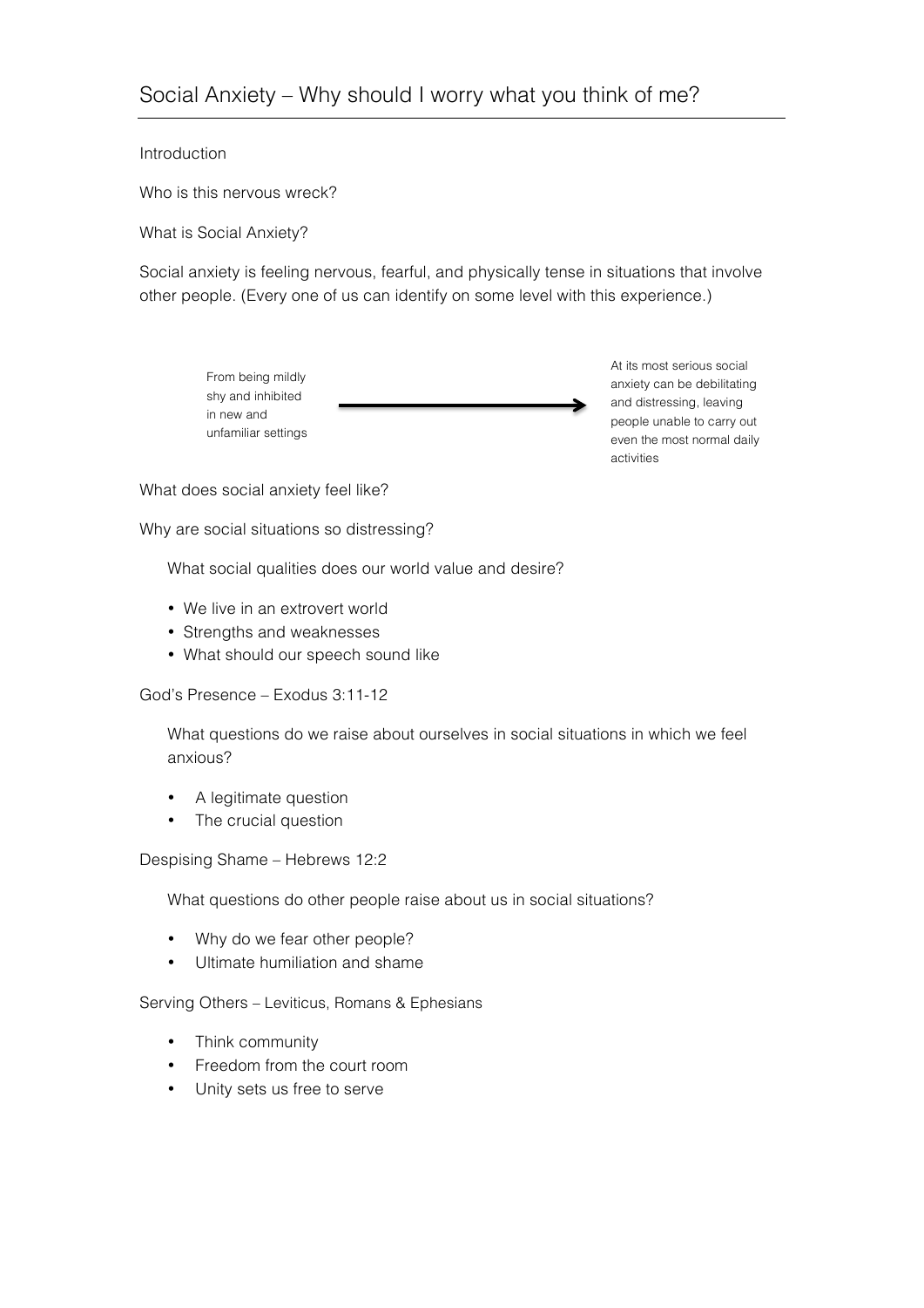# Social Anxiety – Why should I worry what you think of me?

Introduction

Who is this nervous wreck?

What is Social Anxiety?

Social anxiety is feeling nervous, fearful, and physically tense in situations that involve other people. (Every one of us can identify on some level with this experience.)

From being mildly shy and inhibited in new and unfamiliar settings → At its most serious social anxiety can be debilitating and distressing, leaving people unable to carry out even the most normal daily activities

What does social anxiety feel like?

Why are social situations so distressing?

What social qualities does our world value and desire?

- We live in an extrovert world
- Strengths and weaknesses
- What should our speech sound like

God's Presence – Exodus 3:11-12

What questions do we raise about ourselves in social situations in which we feel anxious?

- A legitimate question
- The crucial question

Despising Shame – Hebrews 12:2

What questions do other people raise about us in social situations?

- Why do we fear other people?
- Ultimate humiliation and shame

Serving Others – Leviticus, Romans & Ephesians

- Think community
- Freedom from the court room
- Unity sets us free to serve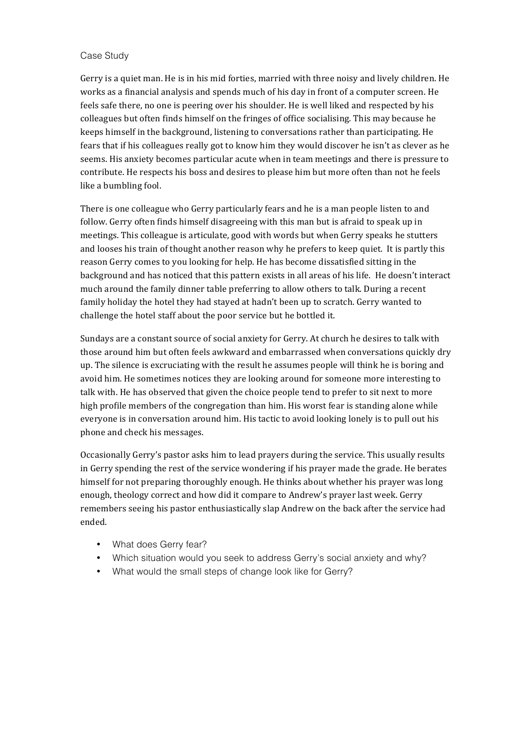Case Study

Gerry is a quiet man. He is in his mid forties, married with three noisy and lively children. He works as a financial analysis and spends much of his day in front of a computer screen. He feels safe there, no one is peering over his shoulder. He is well liked and respected by his colleagues but often finds himself on the fringes of office socialising. This may because he keeps himself in the background, listening to conversations rather than participating. He fears that if his colleagues really got to know him they would discover he isn't as clever as he seems. His anxiety becomes particular acute when in team meetings and there is pressure to contribute. He respects his boss and desires to please him but more often than not he feels like a bumbling fool.

There is one colleague who Gerry particularly fears and he is a man people listen to and follow. Gerry often finds himself disagreeing with this man but is afraid to speak up in meetings. This colleague is articulate, good with words but when Gerry speaks he stutters and looses his train of thought another reason why he prefers to keep quiet. It is partly this reason Gerry comes to you looking for help. He has become dissatisfied sitting in the background and has noticed that this pattern exists in all areas of his life. He doesn't interact much around the family dinner table preferring to allow others to talk. During a recent family holiday the hotel they had stayed at hadn't been up to scratch. Gerry wanted to challenge the hotel staff about the poor service but he bottled it.

Sundays are a constant source of social anxiety for Gerry. At church he desires to talk with those around him but often feels awkward and embarrassed when conversations quickly dry up. The silence is excruciating with the result he assumes people will think he is boring and avoid him. He sometimes notices they are looking around for someone more interesting to talk with. He has observed that given the choice people tend to prefer to sit next to more high profile members of the congregation than him. His worst fear is standing alone while everyone is in conversation around him. His tactic to avoid looking lonely is to pull out his phone and check his messages.

Occasionally Gerry's pastor asks him to lead prayers during the service. This usually results in Gerry spending the rest of the service wondering if his prayer made the grade. He berates himself for not preparing thoroughly enough. He thinks about whether his prayer was long enough, theology correct and how did it compare to Andrew's prayer last week. Gerry remembers seeing his pastor enthusiastically slap Andrew on the back after the service had ended.

- What does Gerry fear?
- Which situation would you seek to address Gerry's social anxiety and why?
- What would the small steps of change look like for Gerry?